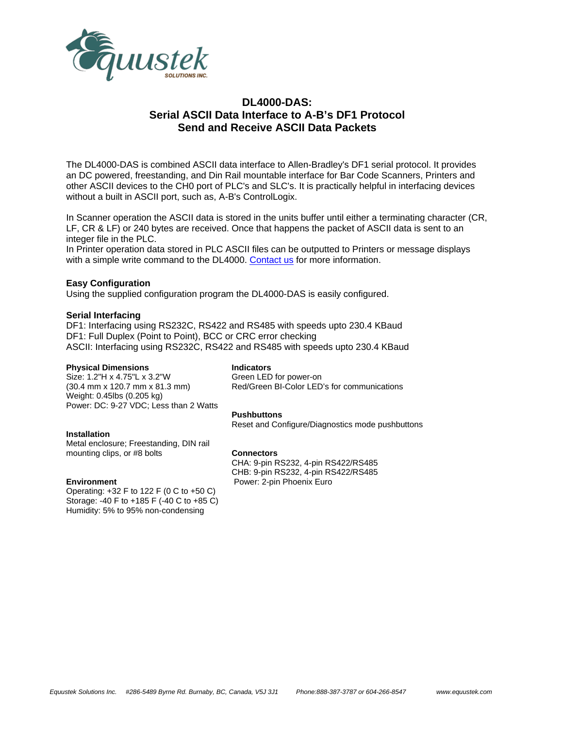# DL4000-DAS:
# Serial ASCII Data Interface to A-B's DF1 Protocol
# Send and Receive ASCII Data Packets

The DL4000-DAS is combined ASCII data interface to Allen-Bradley's DF1 serial protocol. It provides an DC powered, freestanding, and Din Rail mountable interface for Bar Code Scanners, Printers and other ASCII devices to the CH0 port of PLC's and SLC's. It is practically helpful in interfacing devices without a built in ASCII port, such as, A-B's ControlLogix.

In Scanner operation the ASCII data is stored in the units buffer until either a terminating character (CR, LF, CR & LF) or 240 bytes are received. Once that happens the packet of ASCII data is sent to an integer file in the PLC.
In Printer operation data stored in PLC ASCII files can be outputted to Printers or message displays with a simple write command to the DL4000. Contact us for more information.

### Easy Configuration

Using the supplied configuration program the DL4000-DAS is easily configured.

### Serial Interfacing

DF1: Interfacing using RS232C, RS422 and RS485 with speeds upto 230.4 KBaud
DF1: Full Duplex (Point to Point), BCC or CRC error checking
ASCII: Interfacing using RS232C, RS422 and RS485 with speeds upto 230.4 KBaud

#### Physical Dimensions

Size: 1.2"H x 4.75"L x 3.2"W
(30.4 mm x 120.7 mm x 81.3 mm)
Weight: 0.45lbs (0.205 kg)
Power: DC: 9-27 VDC; Less than 2 Watts

#### Installation

Metal enclosure; Freestanding, DIN rail mounting clips, or #8 bolts

#### Environment

Operating: +32 F to 122 F (0 C to +50 C)
Storage: -40 F to +185 F (-40 C to +85 C)
Humidity: 5% to 95% non-condensing

#### Indicators

Green LED for power-on
Red/Green BI-Color LED's for communications

#### Pushbuttons

Reset and Configure/Diagnostics mode pushbuttons

#### Connectors

CHA: 9-pin RS232, 4-pin RS422/RS485
CHB: 9-pin RS232, 4-pin RS422/RS485
Power: 2-pin Phoenix Euro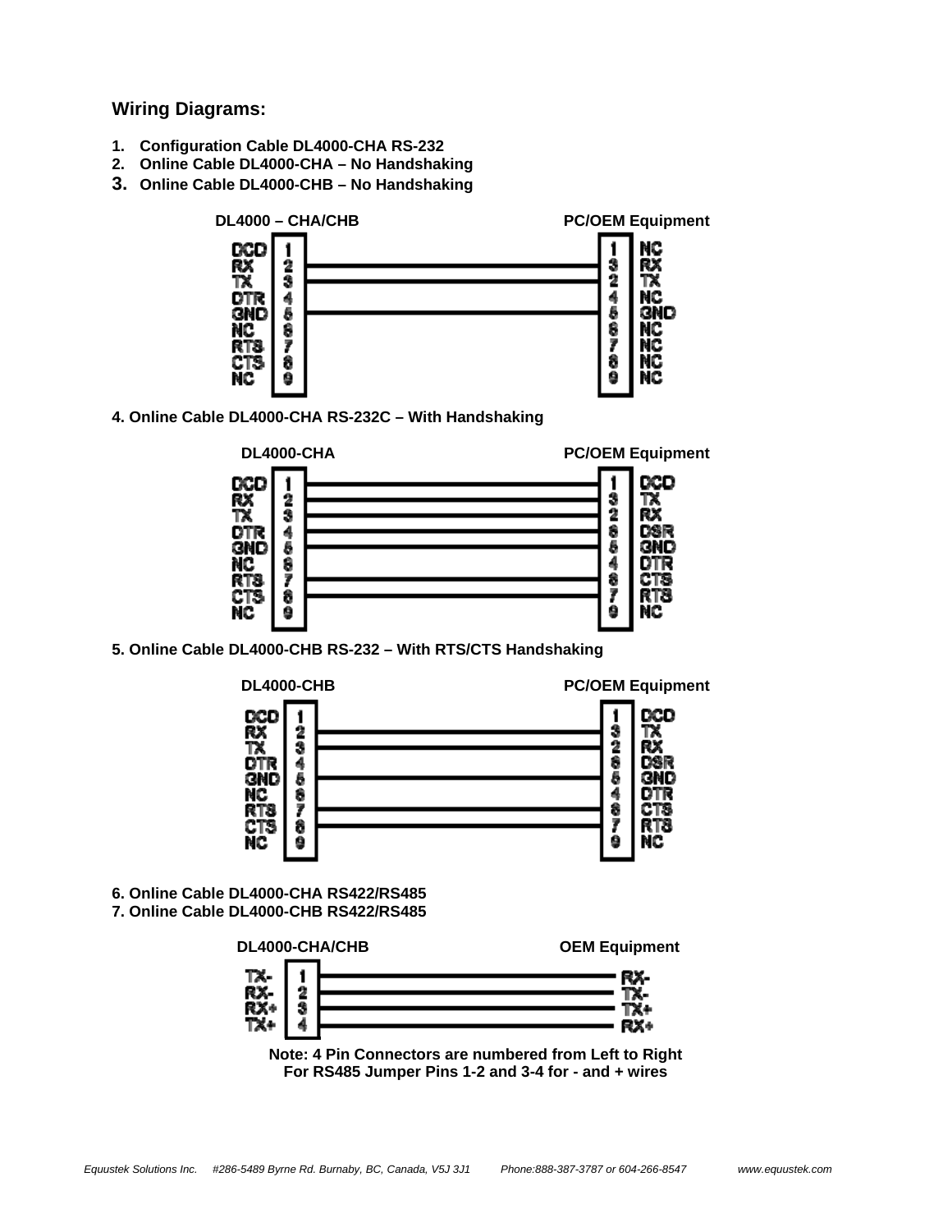## Wiring Diagrams:

1. **Configuration Cable DL4000-CHA RS-232**
2. **Online Cable DL4000-CHA – No Handshaking**
3. **Online Cable DL4000-CHB – No Handshaking**

| DL4000 – CHA/CHB | Pin | Pin | PC/OEM Equipment |
|---|---|---|---|
| DCD | 1 | 1 | NC |
| RX | 2 | 3 | RX |
| TX | 3 | 2 | TX |
| DTR | 4 | 4 | NC |
| GND | 5 | 5 | GND |
| NC | 6 | 6 | NC |
| RTS | 7 | 7 | NC |
| CTS | 8 | 8 | NC |
| NC | 9 | 9 | NC |

**4. Online Cable DL4000-CHA RS-232C – With Handshaking**

| DL4000-CHA | Pin | Pin | PC/OEM Equipment |
|---|---|---|---|
| DCD | 1 | 1 | DCD |
| RX | 2 | 3 | TX |
| TX | 3 | 2 | RX |
| DTR | 4 | 6 | DSR |
| GND | 5 | 5 | GND |
| NC | 6 | 4 | DTR |
| RTS | 7 | 8 | CTS |
| CTS | 8 | 7 | RTS |
| NC | 9 | 9 | NC |

**5. Online Cable DL4000-CHB RS-232 – With RTS/CTS Handshaking**

| DL4000-CHB | Pin | Pin | PC/OEM Equipment |
|---|---|---|---|
| DCD | 1 | 1 | DCD |
| RX | 2 | 3 | TX |
| TX | 3 | 2 | RX |
| DTR | 4 | 6 | DSR |
| GND | 5 | 5 | GND |
| NC | 6 | 4 | DTR |
| RTS | 7 | 8 | CTS |
| CTS | 8 | 7 | RTS |
| NC | 9 | 9 | NC |

**6. Online Cable DL4000-CHA RS422/RS485**
**7. Online Cable DL4000-CHB RS422/RS485**

| DL4000-CHA/CHB | Pin | OEM Equipment |
|---|---|---|
| TX- | 1 | RX- |
| RX- | 2 | TX- |
| RX+ | 3 | TX+ |
| TX+ | 4 | RX+ |

**Note: 4 Pin Connectors are numbered from Left to Right**
**For RS485 Jumper Pins 1-2 and 3-4 for - and + wires**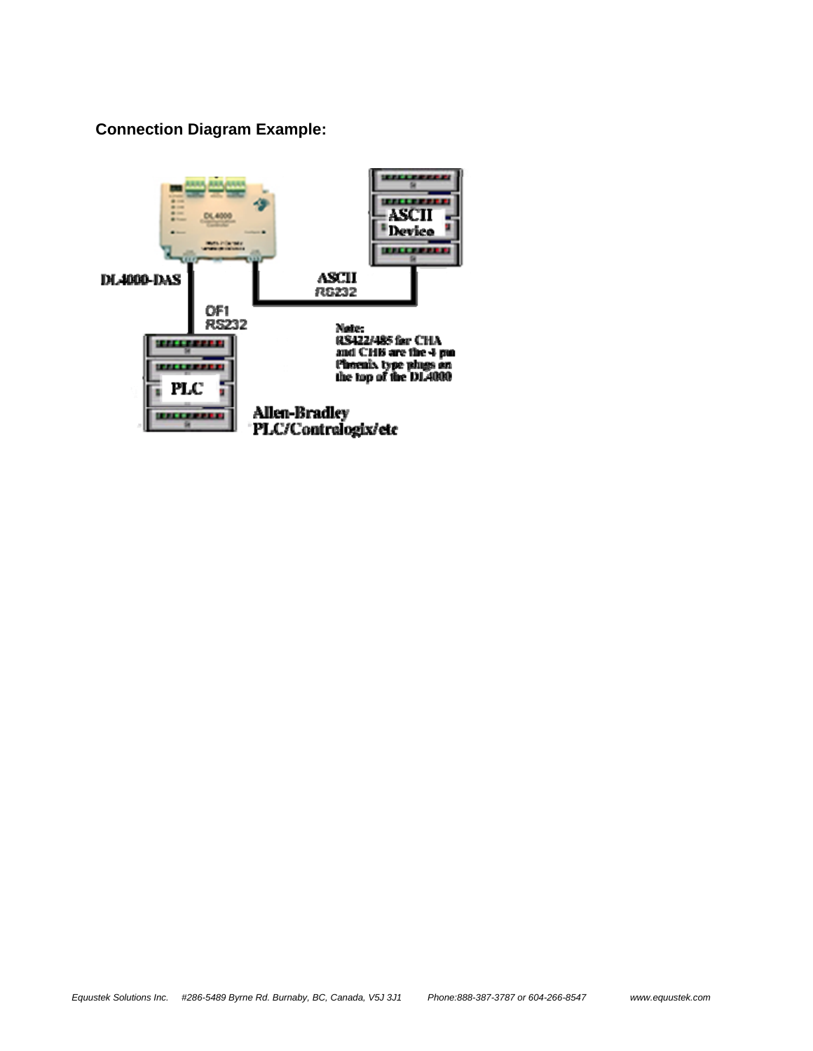**Connection Diagram Example:**

DL4000-DAS

ASCII
RS232

OF1
RS232

ASCII
Device

PLC

Note:
RS422/485 for CHA
and CHB are the 4 pin
Phoenix type plugs on
the top of the DL4000

Allen-Bradley
PLC/Contrologix/etc